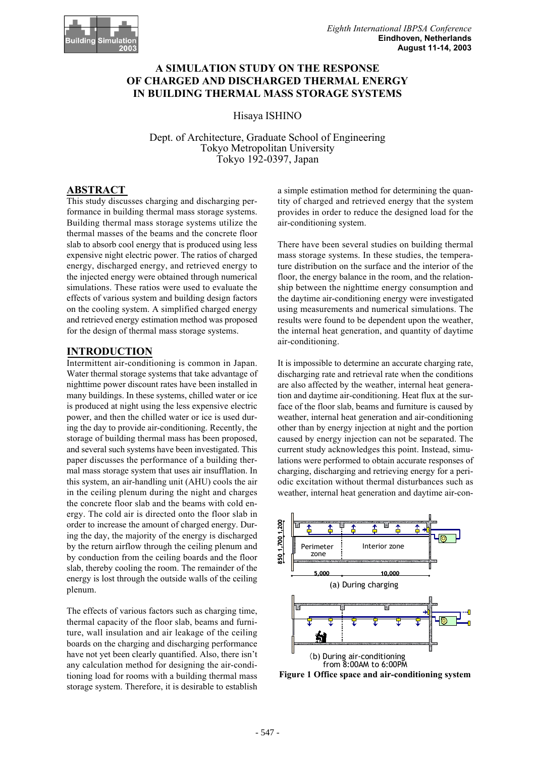# A SIMULATION STUDY ON THE RESPONSE OF CHARGED AND DISCHARGED THERMAL ENERGY IN BUILDING THERMAL MASS STORAGE SYSTEMS

Hisaya ISHINO

Dept. of Architecture, Graduate School of Engineering
Tokyo Metropolitan University
Tokyo 192-0397, Japan

## ABSTRACT

This study discusses charging and discharging performance in building thermal mass storage systems. Building thermal mass storage systems utilize the thermal masses of the beams and the concrete floor slab to absorb cool energy that is produced using less expensive night electric power. The ratios of charged energy, discharged energy, and retrieved energy to the injected energy were obtained through numerical simulations. These ratios were used to evaluate the effects of various system and building design factors on the cooling system. A simplified charged energy and retrieved energy estimation method was proposed for the design of thermal mass storage systems.

## INTRODUCTION

Intermittent air-conditioning is common in Japan. Water thermal storage systems that take advantage of nighttime power discount rates have been installed in many buildings. In these systems, chilled water or ice is produced at night using the less expensive electric power, and then the chilled water or ice is used during the day to provide air-conditioning. Recently, the storage of building thermal mass has been proposed, and several such systems have been investigated. This paper discusses the performance of a building thermal mass storage system that uses air insufflation. In this system, an air-handling unit (AHU) cools the air in the ceiling plenum during the night and charges the concrete floor slab and the beams with cold energy. The cold air is directed onto the floor slab in order to increase the amount of charged energy. During the day, the majority of the energy is discharged by the return airflow through the ceiling plenum and by conduction from the ceiling boards and the floor slab, thereby cooling the room. The remainder of the energy is lost through the outside walls of the ceiling plenum.

The effects of various factors such as charging time, thermal capacity of the floor slab, beams and furniture, wall insulation and air leakage of the ceiling boards on the charging and discharging performance have not yet been clearly quantified. Also, there isn't any calculation method for designing the air-conditioning load for rooms with a building thermal mass storage system. Therefore, it is desirable to establish a simple estimation method for determining the quantity of charged and retrieved energy that the system provides in order to reduce the designed load for the air-conditioning system.

There have been several studies on building thermal mass storage systems. In these studies, the temperature distribution on the surface and the interior of the floor, the energy balance in the room, and the relationship between the nighttime energy consumption and the daytime air-conditioning energy were investigated using measurements and numerical simulations. The results were found to be dependent upon the weather, the internal heat generation, and quantity of daytime air-conditioning.

It is impossible to determine an accurate charging rate, discharging rate and retrieval rate when the conditions are also affected by the weather, internal heat generation and daytime air-conditioning. Heat flux at the surface of the floor slab, beams and furniture is caused by weather, internal heat generation and air-conditioning other than by energy injection at night and the portion caused by energy injection can not be separated. The current study acknowledges this point. Instead, simulations were performed to obtain accurate responses of charging, discharging and retrieving energy for a periodic excitation without thermal disturbances such as weather, internal heat generation and daytime air-con-

(a) During charging

(b) During air-conditioning from 8:00AM to 6:00PM

**Figure 1 Office space and air-conditioning system**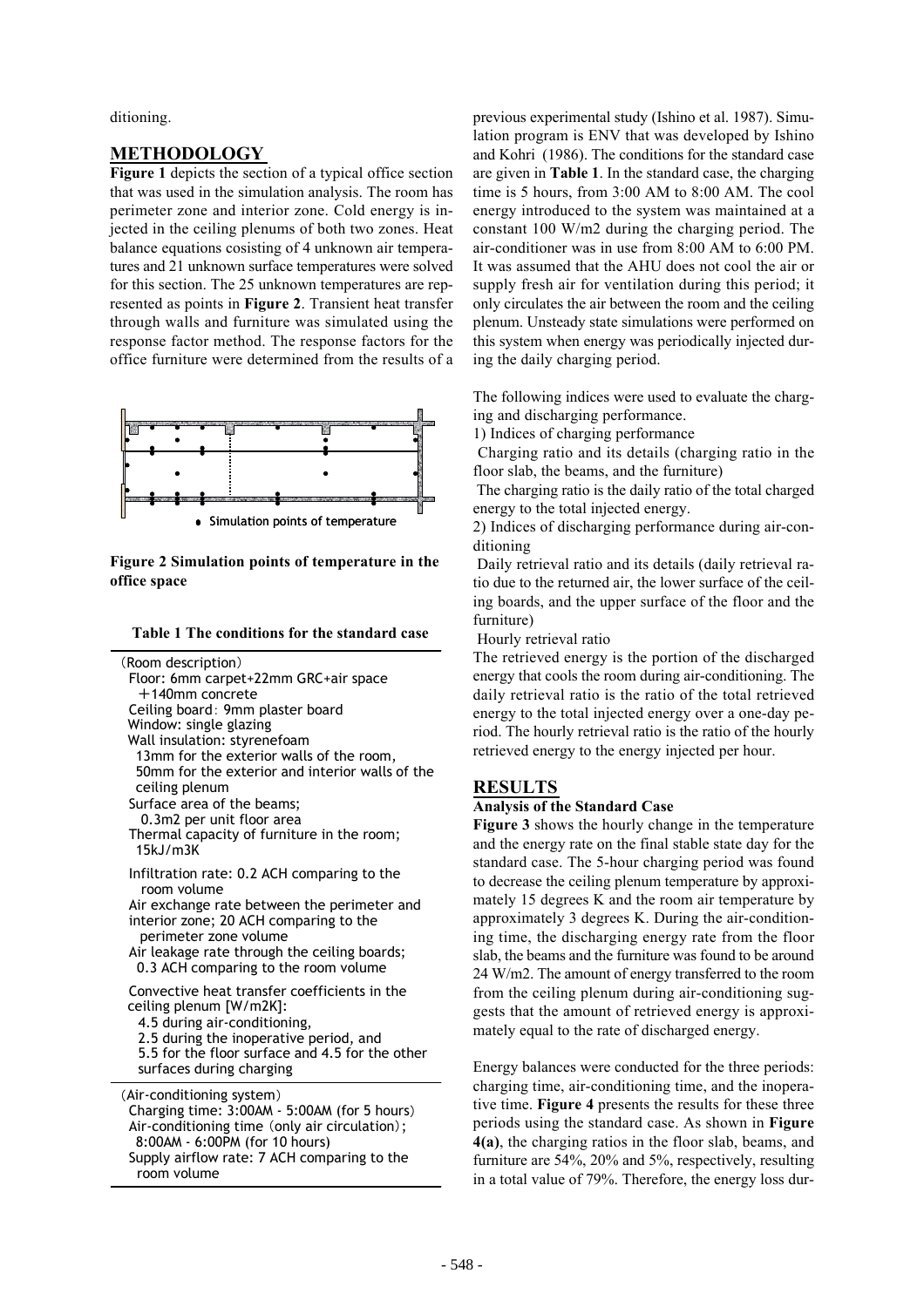ditioning.

## METHODOLOGY

**Figure 1** depicts the section of a typical office section that was used in the simulation analysis. The room has perimeter zone and interior zone. Cold energy is injected in the ceiling plenums of both two zones. Heat balance equations cosisting of 4 unknown air temperatures and 21 unknown surface temperatures were solved for this section. The 25 unknown temperatures are represented as points in **Figure 2**. Transient heat transfer through walls and furniture was simulated using the response factor method. The response factors for the office furniture were determined from the results of a previous experimental study (Ishino et al. 1987). Simulation program is ENV that was developed by Ishino and Kohri (1986). The conditions for the standard case are given in **Table 1**. In the standard case, the charging time is 5 hours, from 3:00 AM to 8:00 AM. The cool energy introduced to the system was maintained at a constant 100 W/m2 during the charging period. The air-conditioner was in use from 8:00 AM to 6:00 PM. It was assumed that the AHU does not cool the air or supply fresh air for ventilation during this period; it only circulates the air between the room and the ceiling plenum. Unsteady state simulations were performed on this system when energy was periodically injected during the daily charging period.

Simulation points of temperature

**Figure 2 Simulation points of temperature in the office space**

**Table 1 The conditions for the standard case**

(Room description)
Floor: 6mm carpet+22mm GRC+air space ＋140mm concrete
Ceiling board：9mm plaster board
Window: single glazing
Wall insulation: styrenefoam
13mm for the exterior walls of the room,
50mm for the exterior and interior walls of the ceiling plenum
Surface area of the beams;
0.3m2 per unit floor area
Thermal capacity of furniture in the room;
15kJ/m3K

Infiltration rate: 0.2 ACH comparing to the room volume
Air exchange rate between the perimeter and interior zone; 20 ACH comparing to the perimeter zone volume
Air leakage rate through the ceiling boards;
0.3 ACH comparing to the room volume

Convective heat transfer coefficients in the ceiling plenum [W/m2K]:
4.5 during air-conditioning,
2.5 during the inoperative period, and
5.5 for the floor surface and 4.5 for the other surfaces during charging

(Air-conditioning system)
Charging time: 3:00AM - 5:00AM (for 5 hours)
Air-conditioning time (only air circulation);
8:00AM - 6:00PM (for 10 hours)
Supply airflow rate: 7 ACH comparing to the room volume

The following indices were used to evaluate the charging and discharging performance.

1) Indices of charging performance

Charging ratio and its details (charging ratio in the floor slab, the beams, and the furniture)

The charging ratio is the daily ratio of the total charged energy to the total injected energy.

2) Indices of discharging performance during air-conditioning

Daily retrieval ratio and its details (daily retrieval ratio due to the returned air, the lower surface of the ceiling boards, and the upper surface of the floor and the furniture)

Hourly retrieval ratio

The retrieved energy is the portion of the discharged energy that cools the room during air-conditioning. The daily retrieval ratio is the ratio of the total retrieved energy to the total injected energy over a one-day period. The hourly retrieval ratio is the ratio of the hourly retrieved energy to the energy injected per hour.

## RESULTS

### Analysis of the Standard Case

**Figure 3** shows the hourly change in the temperature and the energy rate on the final stable state day for the standard case. The 5-hour charging period was found to decrease the ceiling plenum temperature by approximately 15 degrees K and the room air temperature by approximately 3 degrees K. During the air-conditioning time, the discharging energy rate from the floor slab, the beams and the furniture was found to be around 24 W/m2. The amount of energy transferred to the room from the ceiling plenum during air-conditioning suggests that the amount of retrieved energy is approximately equal to the rate of discharged energy.

Energy balances were conducted for the three periods: charging time, air-conditioning time, and the inoperative time. **Figure 4** presents the results for these three periods using the standard case. As shown in **Figure 4(a)**, the charging ratios in the floor slab, beams, and furniture are 54%, 20% and 5%, respectively, resulting in a total value of 79%. Therefore, the energy loss dur-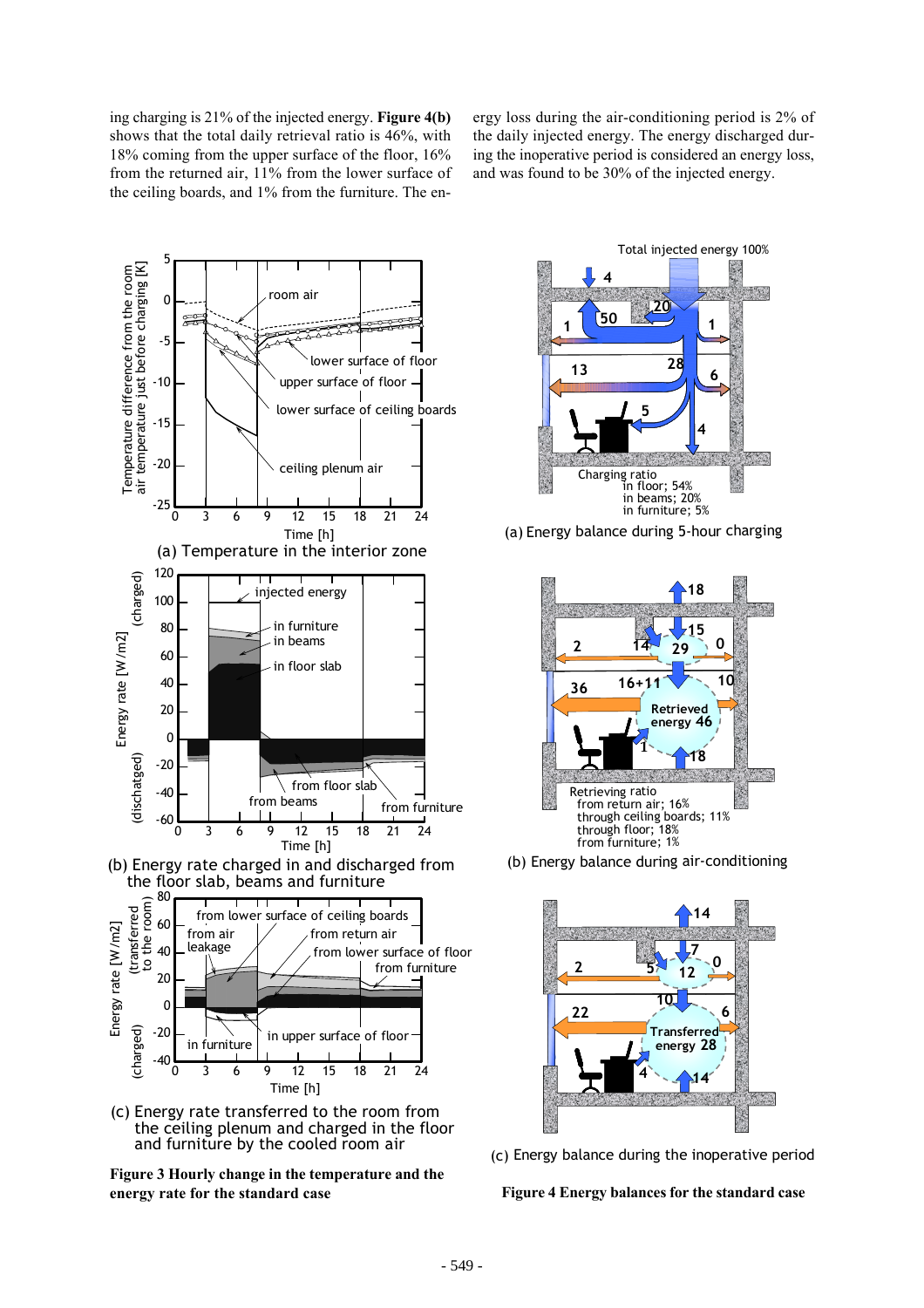ing charging is 21% of the injected energy. **Figure 4(b)** shows that the total daily retrieval ratio is 46%, with 18% coming from the upper surface of the floor, 16% from the returned air, 11% from the lower surface of the ceiling boards, and 1% from the furniture. The energy loss during the air-conditioning period is 2% of the daily injected energy. The energy discharged during the inoperative period is considered an energy loss, and was found to be 30% of the injected energy.

(a) Temperature in the interior zone

(b) Energy rate charged in and discharged from the floor slab, beams and furniture

(c) Energy rate transferred to the room from the ceiling plenum and charged in the floor and furniture by the cooled room air

**Figure 3 Hourly change in the temperature and the energy rate for the standard case**

(a) Energy balance during 5-hour charging

(b) Energy balance during air-conditioning

(c) Energy balance during the inoperative period

**Figure 4 Energy balances for the standard case**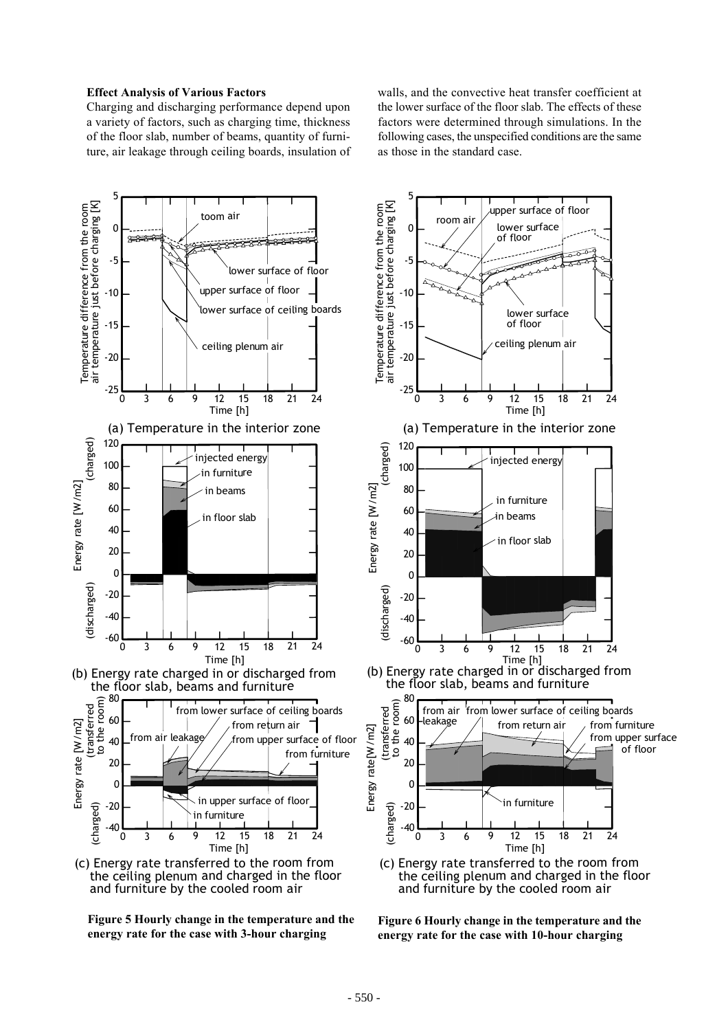### Effect Analysis of Various Factors

Charging and discharging performance depend upon a variety of factors, such as charging time, thickness of the floor slab, number of beams, quantity of furniture, air leakage through ceiling boards, insulation of walls, and the convective heat transfer coefficient at the lower surface of the floor slab. The effects of these factors were determined through simulations. In the following cases, the unspecified conditions are the same as those in the standard case.

(a) Temperature in the interior zone

(b) Energy rate charged in or discharged from the floor slab, beams and furniture

(c) Energy rate transferred to the room from the ceiling plenum and charged in the floor and furniture by the cooled room air

**Figure 5 Hourly change in the temperature and the energy rate for the case with 3-hour charging**

(a) Temperature in the interior zone

(b) Energy rate charged in or discharged from the floor slab, beams and furniture

(c) Energy rate transferred to the room from the ceiling plenum and charged in the floor and furniture by the cooled room air

**Figure 6 Hourly change in the temperature and the energy rate for the case with 10-hour charging**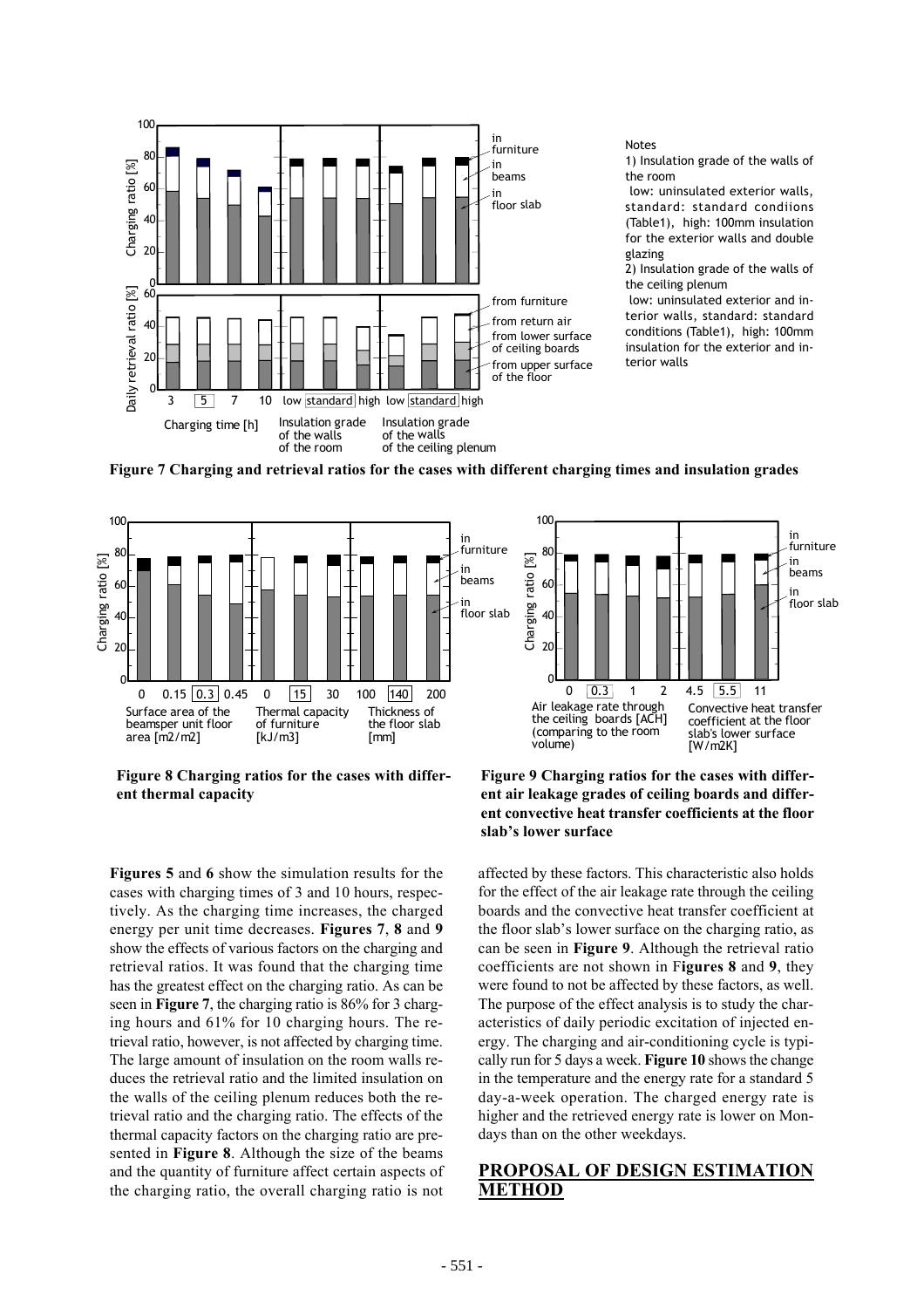Notes

1) Insulation grade of the walls of the room

low: uninsulated exterior walls, standard: standard condiions (Table1), high: 100mm insulation for the exterior walls and double glazing

2) Insulation grade of the walls of the ceiling plenum

low: uninsulated exterior and interior walls, standard: standard conditions (Table1), high: 100mm insulation for the exterior and interior walls

**Figure 7 Charging and retrieval ratios for the cases with different charging times and insulation grades**

**Figure 8 Charging ratios for the cases with different thermal capacity**

**Figure 9 Charging ratios for the cases with different air leakage grades of ceiling boards and different convective heat transfer coefficients at the floor slab's lower surface**

**Figures 5** and **6** show the simulation results for the cases with charging times of 3 and 10 hours, respectively. As the charging time increases, the charged energy per unit time decreases. **Figures 7**, **8** and **9** show the effects of various factors on the charging and retrieval ratios. It was found that the charging time has the greatest effect on the charging ratio. As can be seen in **Figure 7**, the charging ratio is 86% for 3 charging hours and 61% for 10 charging hours. The retrieval ratio, however, is not affected by charging time. The large amount of insulation on the room walls reduces the retrieval ratio and the limited insulation on the walls of the ceiling plenum reduces both the retrieval ratio and the charging ratio. The effects of the thermal capacity factors on the charging ratio are presented in **Figure 8**. Although the size of the beams and the quantity of furniture affect certain aspects of the charging ratio, the overall charging ratio is not affected by these factors. This characteristic also holds for the effect of the air leakage rate through the ceiling boards and the convective heat transfer coefficient at the floor slab's lower surface on the charging ratio, as can be seen in **Figure 9**. Although the retrieval ratio coefficients are not shown in F**igures 8** and **9**, they were found to not be affected by these factors, as well. The purpose of the effect analysis is to study the characteristics of daily periodic excitation of injected energy. The charging and air-conditioning cycle is typically run for 5 days a week. **Figure 10** shows the change in the temperature and the energy rate for a standard 5 day-a-week operation. The charged energy rate is higher and the retrieved energy rate is lower on Mondays than on the other weekdays.

## PROPOSAL OF DESIGN ESTIMATION METHOD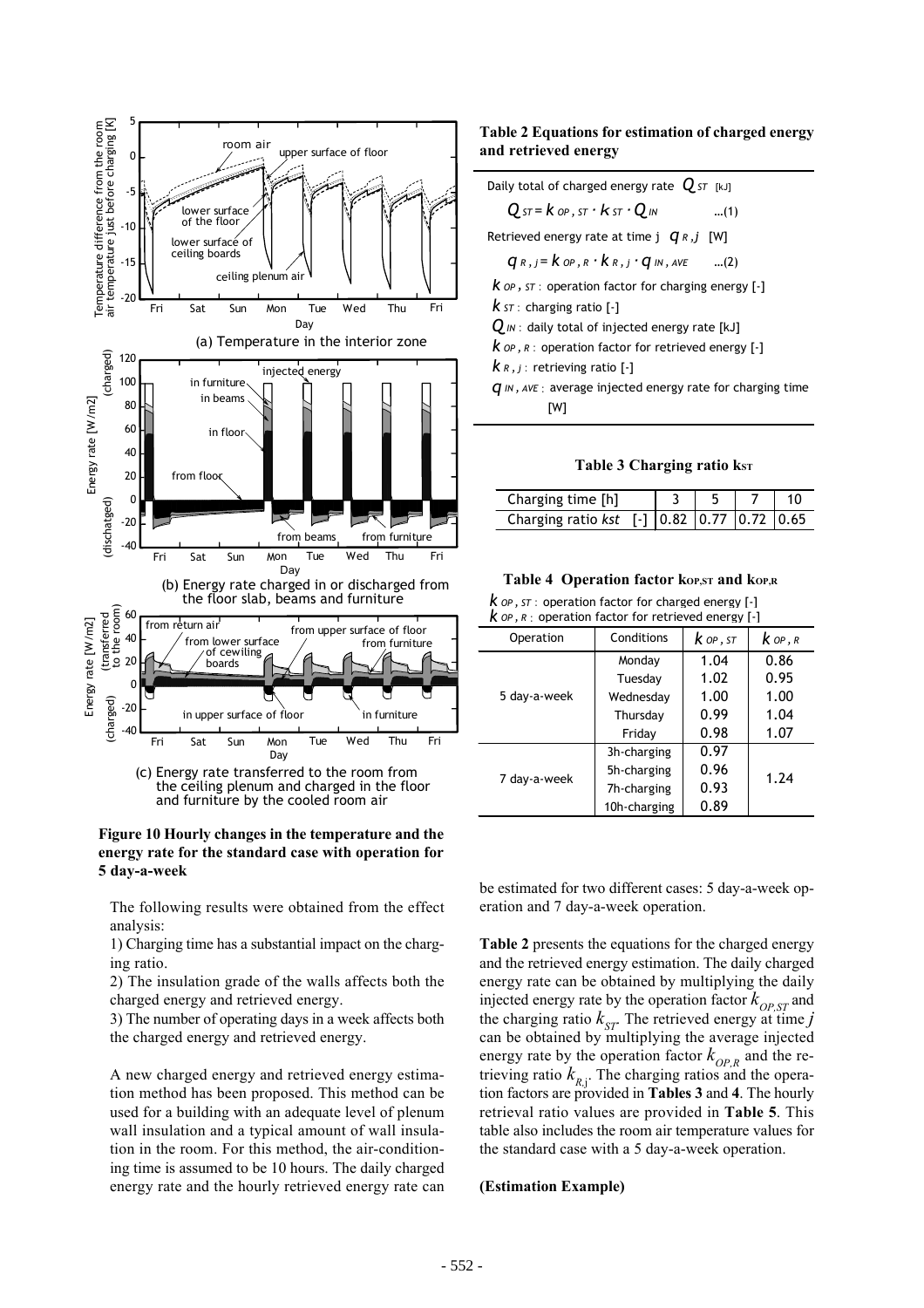**Figure 10 Hourly changes in the temperature and the energy rate for the standard case with operation for 5 day-a-week**

(a) Temperature in the interior zone

(b) Energy rate charged in or discharged from the floor slab, beams and furniture

(c) Energy rate transferred to the room from the ceiling plenum and furniture by the cooled room air

The following results were obtained from the effect analysis:

1) Charging time has a substantial impact on the charging ratio.

2) The insulation grade of the walls affects both the charged energy and retrieved energy.

3) The number of operating days in a week affects both the charged energy and retrieved energy.

A new charged energy and retrieved energy estimation method has been proposed. This method can be used for a building with an adequate level of plenum wall insulation and a typical amount of wall insulation in the room. For this method, the air-conditioning time is assumed to be 10 hours. The daily charged energy rate and the hourly retrieved energy rate can be estimated for two different cases: 5 day-a-week operation and 7 day-a-week operation.

**Table 2 Equations for estimation of charged energy and retrieved energy**

Daily total of charged energy rate $Q_{ST}$ [kJ]

$$Q_{ST} = k_{OP,ST} \cdot k_{ST} \cdot Q_{IN} \quad \text{…(1)}$$

Retrieved energy rate at time j $q_{R,j}$ [W]

$$q_{R,j} = k_{OP,R} \cdot k_{R,j} \cdot q_{IN,AVE} \quad \text{…(2)}$$

$k_{OP,ST}$ : operation factor for charging energy [-]
$k_{ST}$ : charging ratio [-]
$Q_{IN}$ : daily total of injected energy rate [kJ]
$k_{OP,R}$ : operation factor for retrieved energy [-]
$k_{R,j}$ : retrieving ratio [-]
$q_{IN,AVE}$ : average injected energy rate for charging time [W]

**Table 3 Charging ratio $k_{ST}$**

| Charging time [h] | 3 | 5 | 7 | 10 |
|---|---|---|---|---|
| Charging ratio *kst* [-] | 0.82 | 0.77 | 0.72 | 0.65 |

**Table 4 Operation factor $k_{OP,ST}$ and $k_{OP,R}$**

$k_{OP,ST}$ : operation factor for charged energy [-]
$k_{OP,R}$ : operation factor for retrieved energy [-]

| Operation | Conditions | $k_{OP,ST}$ | $k_{OP,R}$ |
|---|---|---|---|
| 5 day-a-week | Monday | 1.04 | 0.86 |
| | Tuesday | 1.02 | 0.95 |
| | Wednesday | 1.00 | 1.00 |
| | Thursday | 0.99 | 1.04 |
| | Friday | 0.98 | 1.07 |
| 7 day-a-week | 3h-charging | 0.97 | 1.24 |
| | 5h-charging | 0.96 | |
| | 7h-charging | 0.93 | |
| | 10h-charging | 0.89 | |

**Table 2** presents the equations for the charged energy and the retrieved energy estimation. The daily charged energy rate can be obtained by multiplying the daily injected energy rate by the operation factor $k_{OP,ST}$ and the charging ratio $k_{ST}$. The retrieved energy at time $j$ can be obtained by multiplying the average injected energy rate by the operation factor $k_{OP,R}$ and the retrieving ratio $k_{R,j}$. The charging ratios and the operation factors are provided in **Tables 3** and **4**. The hourly retrieval ratio values are provided in **Table 5**. This table also includes the room air temperature values for the standard case with a 5 day-a-week operation.

**(Estimation Example)**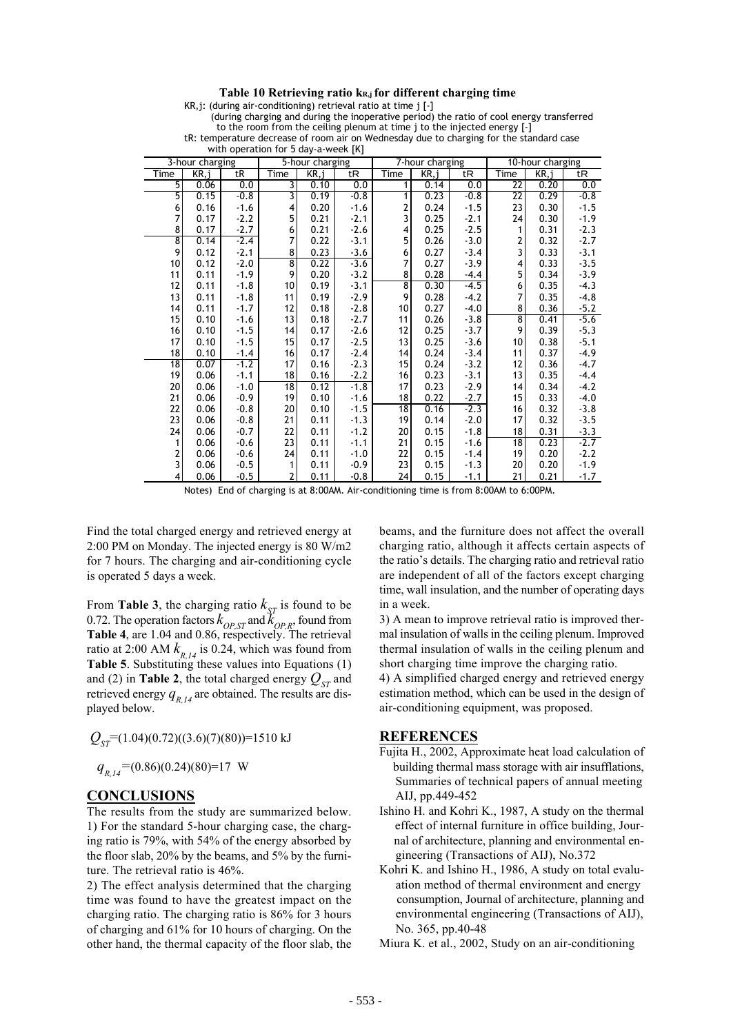**Table 10 Retrieving ratio $k_{R,j}$ for different charging time**

KR,j: (during air-conditioning) retrieval ratio at time j [-]
(during charging and during the inoperative period) the ratio of cool energy transferred to the room from the ceiling plenum at time j to the injected energy [-]
tR: temperature decrease of room air on Wednesday due to charging for the standard case with operation for 5 day-a-week [K]

| 3-hour charging | | | 5-hour charging | | | 7-hour charging | | | 10-hour charging | | |
|---|---|---|---|---|---|---|---|---|---|---|---|
| Time | KR,j | tR | Time | KR,j | tR | Time | KR,j | tR | Time | KR,j | tR |
| 5 | 0.06 | 0.0 | 3 | 0.10 | 0.0 | 1 | 0.14 | 0.0 | 22 | 0.20 | 0.0 |
| 5 | 0.15 | -0.8 | 3 | 0.19 | -0.8 | 1 | 0.23 | -0.8 | 22 | 0.29 | -0.8 |
| 6 | 0.16 | -1.6 | 4 | 0.20 | -1.6 | 2 | 0.24 | -1.5 | 23 | 0.30 | -1.5 |
| 7 | 0.17 | -2.2 | 5 | 0.21 | -2.1 | 3 | 0.25 | -2.1 | 24 | 0.30 | -1.9 |
| 8 | 0.17 | -2.7 | 6 | 0.21 | -2.6 | 4 | 0.25 | -2.5 | 1 | 0.31 | -2.3 |
| 8 | 0.14 | -2.4 | 7 | 0.22 | -3.1 | 5 | 0.26 | -3.0 | 2 | 0.32 | -2.7 |
| 9 | 0.12 | -2.1 | 8 | 0.23 | -3.6 | 6 | 0.27 | -3.4 | 3 | 0.33 | -3.1 |
| 10 | 0.12 | -2.0 | 8 | 0.22 | -3.6 | 7 | 0.27 | -3.9 | 4 | 0.33 | -3.5 |
| 11 | 0.11 | -1.9 | 9 | 0.20 | -3.2 | 8 | 0.28 | -4.4 | 5 | 0.34 | -3.9 |
| 12 | 0.11 | -1.8 | 10 | 0.19 | -3.1 | 8 | 0.30 | -4.5 | 6 | 0.35 | -4.3 |
| 13 | 0.11 | -1.8 | 11 | 0.19 | -2.9 | 9 | 0.28 | -4.2 | 7 | 0.35 | -4.8 |
| 14 | 0.11 | -1.7 | 12 | 0.18 | -2.8 | 10 | 0.27 | -4.0 | 8 | 0.36 | -5.2 |
| 15 | 0.10 | -1.6 | 13 | 0.18 | -2.7 | 11 | 0.26 | -3.8 | 8 | 0.41 | -5.6 |
| 16 | 0.10 | -1.5 | 14 | 0.17 | -2.6 | 12 | 0.25 | -3.7 | 9 | 0.39 | -5.3 |
| 17 | 0.10 | -1.5 | 15 | 0.17 | -2.5 | 13 | 0.25 | -3.6 | 10 | 0.38 | -5.1 |
| 18 | 0.10 | -1.4 | 16 | 0.17 | -2.4 | 14 | 0.24 | -3.4 | 11 | 0.37 | -4.9 |
| 18 | 0.07 | -1.2 | 17 | 0.16 | -2.3 | 15 | 0.24 | -3.2 | 12 | 0.36 | -4.7 |
| 19 | 0.06 | -1.1 | 18 | 0.16 | -2.2 | 16 | 0.23 | -3.1 | 13 | 0.35 | -4.4 |
| 20 | 0.06 | -1.0 | 18 | 0.12 | -1.8 | 17 | 0.23 | -2.9 | 14 | 0.34 | -4.2 |
| 21 | 0.06 | -0.9 | 19 | 0.10 | -1.6 | 18 | 0.22 | -2.7 | 15 | 0.33 | -4.0 |
| 22 | 0.06 | -0.8 | 20 | 0.10 | -1.5 | 18 | 0.16 | -2.3 | 16 | 0.32 | -3.8 |
| 23 | 0.06 | -0.8 | 21 | 0.11 | -1.3 | 19 | 0.14 | -2.0 | 17 | 0.32 | -3.5 |
| 24 | 0.06 | -0.7 | 22 | 0.11 | -1.2 | 20 | 0.15 | -1.8 | 18 | 0.31 | -3.3 |
| 1 | 0.06 | -0.6 | 23 | 0.11 | -1.1 | 21 | 0.15 | -1.6 | 18 | 0.23 | -2.7 |
| 2 | 0.06 | -0.6 | 24 | 0.11 | -1.0 | 22 | 0.15 | -1.4 | 19 | 0.20 | -2.2 |
| 3 | 0.06 | -0.5 | 1 | 0.11 | -0.9 | 23 | 0.15 | -1.3 | 20 | 0.20 | -1.9 |
| 4 | 0.06 | -0.5 | 2 | 0.11 | -0.8 | 24 | 0.15 | -1.1 | 21 | 0.21 | -1.7 |

Notes) End of charging is at 8:00AM. Air-conditioning time is from 8:00AM to 6:00PM.

Find the total charged energy and retrieved energy at 2:00 PM on Monday. The injected energy is 80 W/m2 for 7 hours. The charging and air-conditioning cycle is operated 5 days a week.

From **Table 3**, the charging ratio $k_{ST}$ is found to be 0.72. The operation factors $k_{OP,ST}$ and $k_{OP,R}$, found from **Table 4**, are 1.04 and 0.86, respectively. The retrieval ratio at 2:00 AM $k_{R,14}$ is 0.24, which was found from **Table 5**. Substituting these values into Equations (1) and (2) in **Table 2**, the total charged energy $Q_{ST}$ and retrieved energy $q_{R,14}$ are obtained. The results are displayed below.

$Q_{ST}$=(1.04)(0.72)((3.6)(7)(80))=1510 kJ

$q_{R,14}$=(0.86)(0.24)(80)=17 W

## CONCLUSIONS

The results from the study are summarized below.
1) For the standard 5-hour charging case, the charging ratio is 79%, with 54% of the energy absorbed by the floor slab, 20% by the beams, and 5% by the furniture. The retrieval ratio is 46%.
2) The effect analysis determined that the charging time was found to have the greatest impact on the charging ratio. The charging ratio is 86% for 3 hours of charging and 61% for 10 hours of charging. On the other hand, the thermal capacity of the floor slab, the beams, and the furniture does not affect the overall charging ratio, although it affects certain aspects of the ratio's details. The charging ratio and retrieval ratio are independent of all of the factors except charging time, wall insulation, and the number of operating days in a week.
3) A mean to improve retrieval ratio is improved thermal insulation of walls in the ceiling plenum. Improved thermal insulation of walls in the ceiling plenum and short charging time improve the charging ratio.
4) A simplified charged energy and retrieved energy estimation method, which can be used in the design of air-conditioning equipment, was proposed.

## REFERENCES

Fujita H., 2002, Approximate heat load calculation of building thermal mass storage with air insufflations, Summaries of technical papers of annual meeting AIJ, pp.449-452

Ishino H. and Kohri K., 1987, A study on the thermal effect of internal furniture in office building, Journal of architecture, planning and environmental engineering (Transactions of AIJ), No.372

Kohri K. and Ishino H., 1986, A study on total evaluation method of thermal environment and energy consumption, Journal of architecture, planning and environmental engineering (Transactions of AIJ), No. 365, pp.40-48

Miura K. et al., 2002, Study on an air-conditioning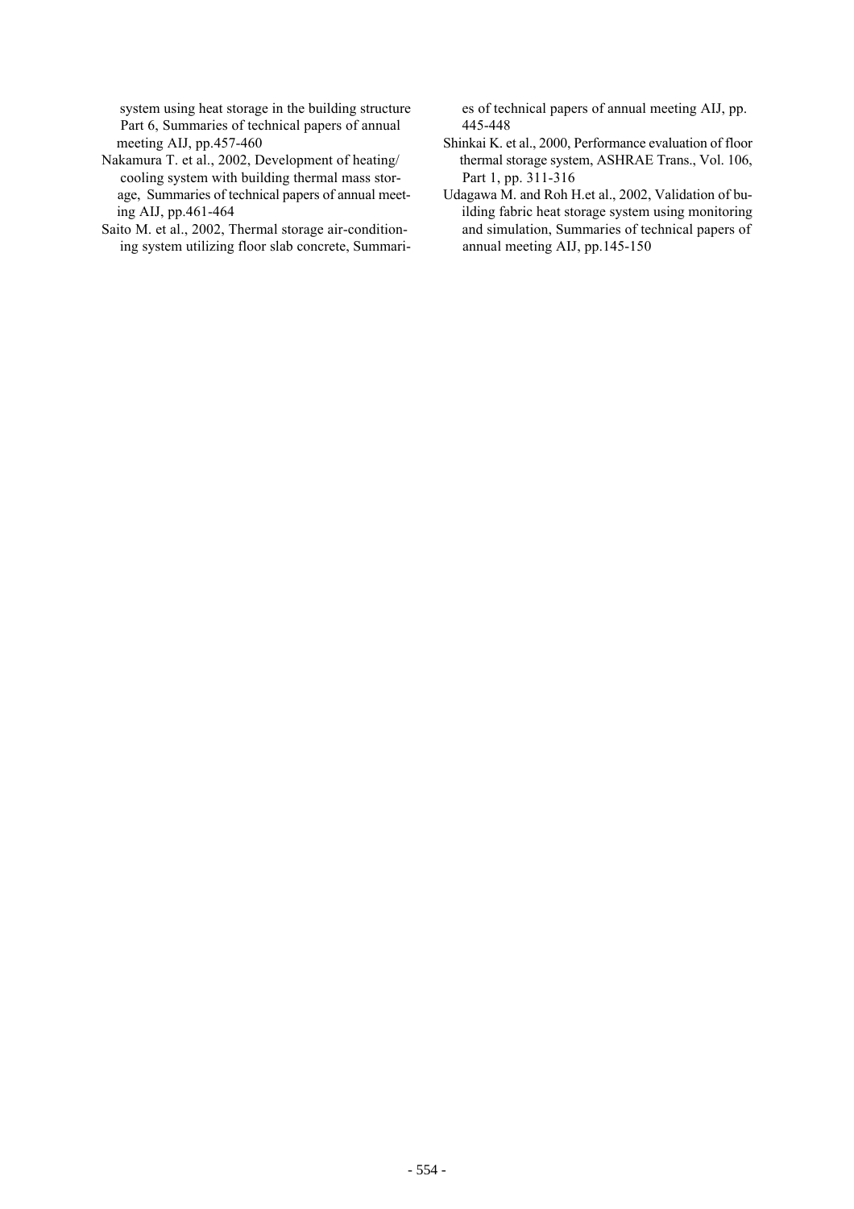system using heat storage in the building structure Part 6, Summaries of technical papers of annual meeting AIJ, pp.457-460

Nakamura T. et al., 2002, Development of heating/cooling system with building thermal mass storage, Summaries of technical papers of annual meeting AIJ, pp.461-464

Saito M. et al., 2002, Thermal storage air-conditioning system utilizing floor slab concrete, Summaries of technical papers of annual meeting AIJ, pp. 445-448

Shinkai K. et al., 2000, Performance evaluation of floor thermal storage system, ASHRAE Trans., Vol. 106, Part 1, pp. 311-316

Udagawa M. and Roh H.et al., 2002, Validation of building fabric heat storage system using monitoring and simulation, Summaries of technical papers of annual meeting AIJ, pp.145-150